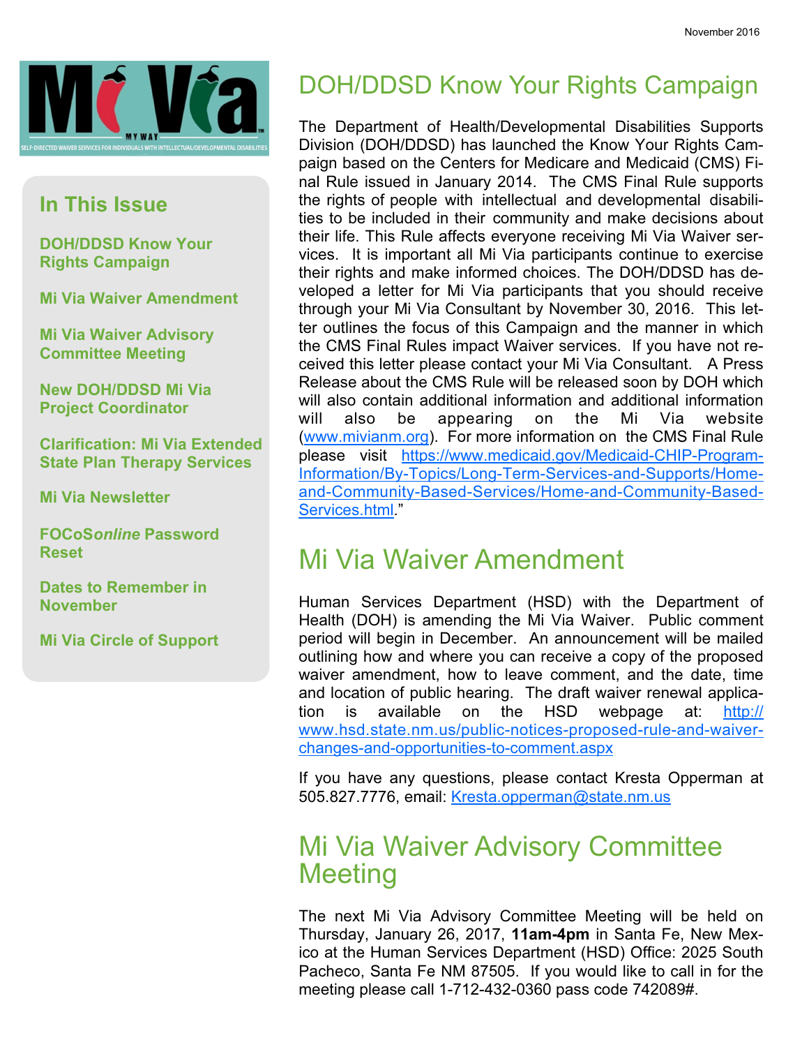November 2016

Mi Via MY WAY

SELF-DIRECTED WAIVER SERVICES FOR INDIVIDUALS WITH INTELLECTUAL/DEVELOPMENTAL DISABILITIES

## In This Issue

- **DOH/DDSD Know Your Rights Campaign**
- **Mi Via Waiver Amendment**
- **Mi Via Waiver Advisory Committee Meeting**
- **New DOH/DDSD Mi Via Project Coordinator**
- **Clarification: Mi Via Extended State Plan Therapy Services**
- **Mi Via Newsletter**
- **FOCoS*online* Password Reset**
- **Dates to Remember in November**
- **Mi Via Circle of Support**

# DOH/DDSD Know Your Rights Campaign

The Department of Health/Developmental Disabilities Supports Division (DOH/DDSD) has launched the Know Your Rights Campaign based on the Centers for Medicare and Medicaid (CMS) Final Rule issued in January 2014. The CMS Final Rule supports the rights of people with intellectual and developmental disabilities to be included in their community and make decisions about their life. This Rule affects everyone receiving Mi Via Waiver services. It is important all Mi Via participants continue to exercise their rights and make informed choices. The DOH/DDSD has developed a letter for Mi Via participants that you should receive through your Mi Via Consultant by November 30, 2016. This letter outlines the focus of this Campaign and the manner in which the CMS Final Rules impact Waiver services. If you have not received this letter please contact your Mi Via Consultant. A Press Release about the CMS Rule will be released soon by DOH which will also contain additional information and additional information will also be appearing on the Mi Via website (www.mivianm.org). For more information on the CMS Final Rule please visit https://www.medicaid.gov/Medicaid-CHIP-Program-Information/By-Topics/Long-Term-Services-and-Supports/Home-and-Community-Based-Services/Home-and-Community-Based-Services.html."

# Mi Via Waiver Amendment

Human Services Department (HSD) with the Department of Health (DOH) is amending the Mi Via Waiver. Public comment period will begin in December. An announcement will be mailed outlining how and where you can receive a copy of the proposed waiver amendment, how to leave comment, and the date, time and location of public hearing. The draft waiver renewal application is available on the HSD webpage at: http://www.hsd.state.nm.us/public-notices-proposed-rule-and-waiver-changes-and-opportunities-to-comment.aspx

If you have any questions, please contact Kresta Opperman at 505.827.7776, email: Kresta.opperman@state.nm.us

# Mi Via Waiver Advisory Committee Meeting

The next Mi Via Advisory Committee Meeting will be held on Thursday, January 26, 2017, **11am-4pm** in Santa Fe, New Mexico at the Human Services Department (HSD) Office: 2025 South Pacheco, Santa Fe NM 87505. If you would like to call in for the meeting please call 1-712-432-0360 pass code 742089#.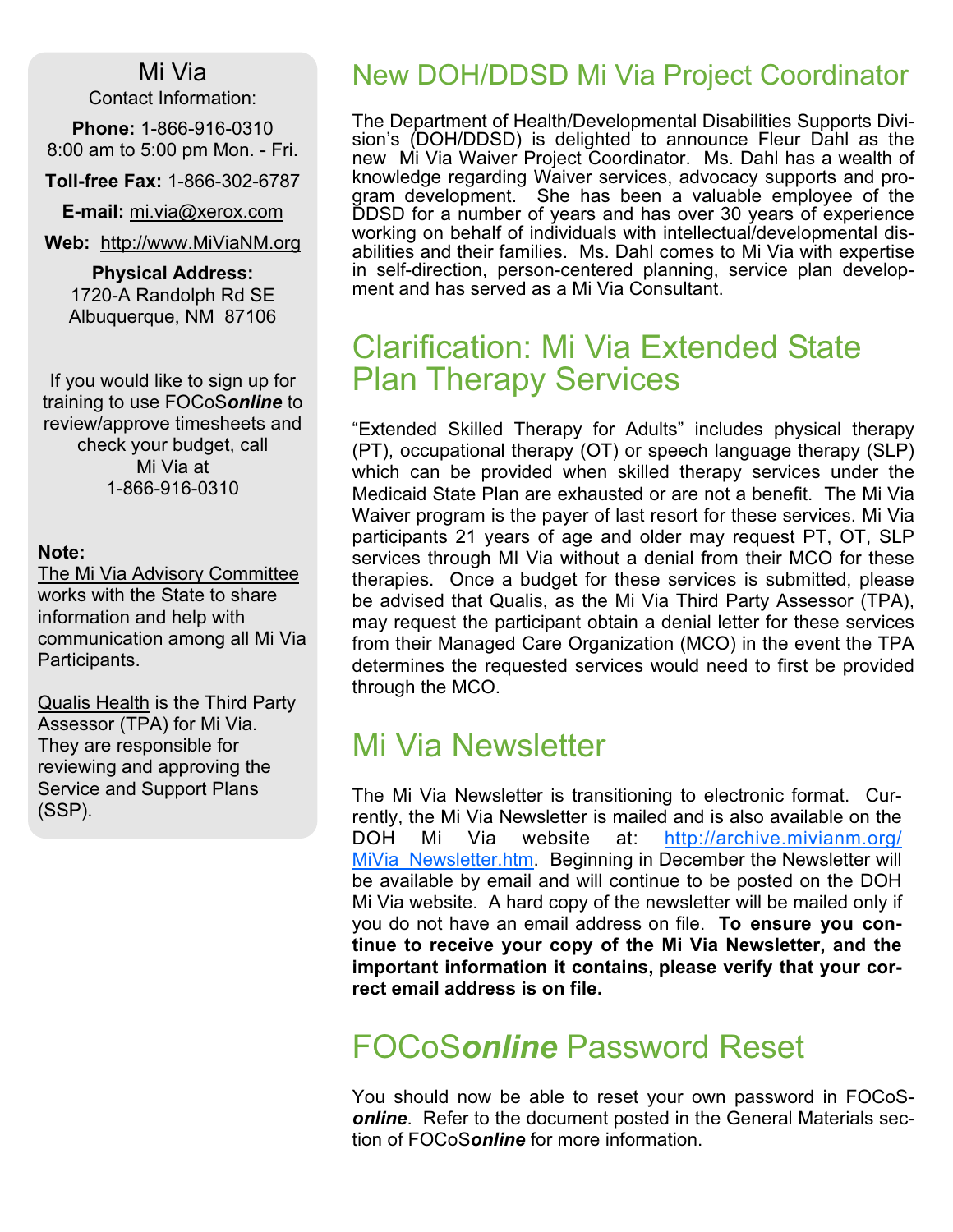Mi Via

Contact Information:

**Phone:** 1-866-916-0310
8:00 am to 5:00 pm Mon. - Fri.

**Toll-free Fax:** 1-866-302-6787

**E-mail:** mi.via@xerox.com

**Web:** http://www.MiViaNM.org

**Physical Address:**
1720-A Randolph Rd SE
Albuquerque, NM 87106

If you would like to sign up for training to use FOCoS***online*** to review/approve timesheets and check your budget, call Mi Via at 1-866-916-0310

**Note:**

The Mi Via Advisory Committee works with the State to share information and help with communication among all Mi Via Participants.

Qualis Health is the Third Party Assessor (TPA) for Mi Via. They are responsible for reviewing and approving the Service and Support Plans (SSP).

## New DOH/DDSD Mi Via Project Coordinator

The Department of Health/Developmental Disabilities Supports Division's (DOH/DDSD) is delighted to announce Fleur Dahl as the new Mi Via Waiver Project Coordinator. Ms. Dahl has a wealth of knowledge regarding Waiver services, advocacy supports and program development. She has been a valuable employee of the DDSD for a number of years and has over 30 years of experience working on behalf of individuals with intellectual/developmental disabilities and their families. Ms. Dahl comes to Mi Via with expertise in self-direction, person-centered planning, service plan development and has served as a Mi Via Consultant.

## Clarification: Mi Via Extended State Plan Therapy Services

"Extended Skilled Therapy for Adults" includes physical therapy (PT), occupational therapy (OT) or speech language therapy (SLP) which can be provided when skilled therapy services under the Medicaid State Plan are exhausted or are not a benefit. The Mi Via Waiver program is the payer of last resort for these services. Mi Via participants 21 years of age and older may request PT, OT, SLP services through MI Via without a denial from their MCO for these therapies. Once a budget for these services is submitted, please be advised that Qualis, as the Mi Via Third Party Assessor (TPA), may request the participant obtain a denial letter for these services from their Managed Care Organization (MCO) in the event the TPA determines the requested services would need to first be provided through the MCO.

## Mi Via Newsletter

The Mi Via Newsletter is transitioning to electronic format. Currently, the Mi Via Newsletter is mailed and is also available on the DOH Mi Via website at: http://archive.mivianm.org/MiVia_Newsletter.htm. Beginning in December the Newsletter will be available by email and will continue to be posted on the DOH Mi Via website. A hard copy of the newsletter will be mailed only if you do not have an email address on file. **To ensure you continue to receive your copy of the Mi Via Newsletter, and the important information it contains, please verify that your correct email address is on file.**

## FOCoS***online*** Password Reset

You should now be able to reset your own password in FOCoS***online***. Refer to the document posted in the General Materials section of FOCoS***online*** for more information.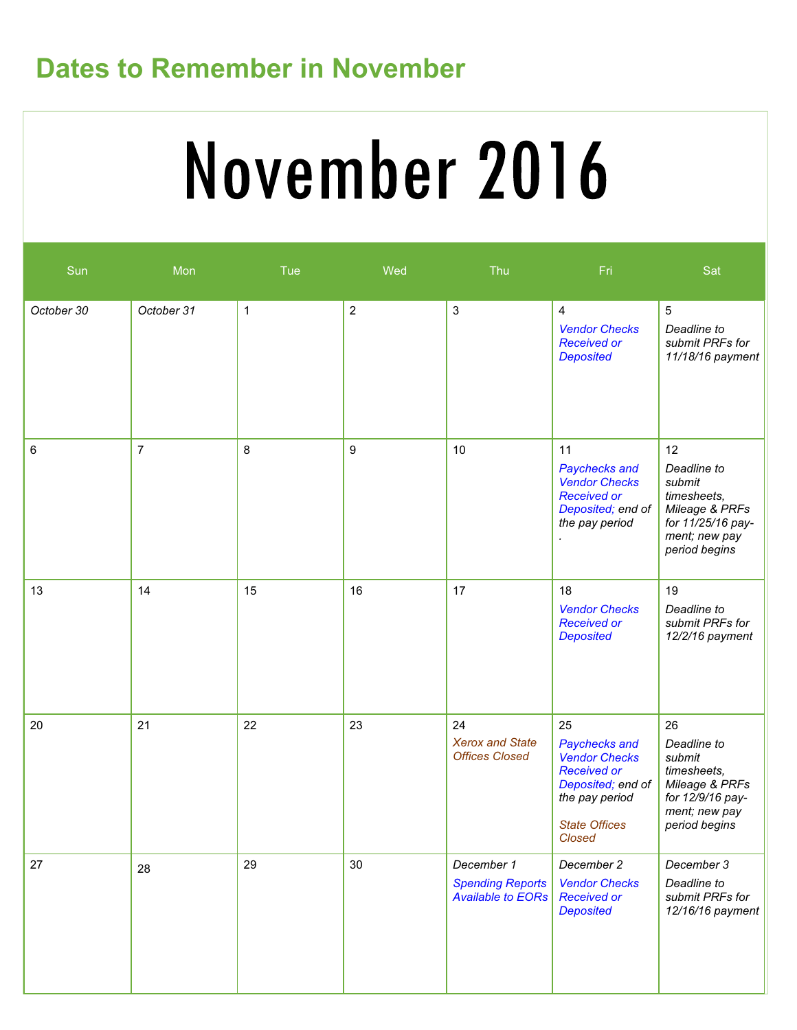## Dates to Remember in November

# November 2016

| Sun | Mon | Tue | Wed | Thu | Fri | Sat |
|---|---|---|---|---|---|---|
| *October 30* | *October 31* | 1 | 2 | 3 | 4 *Vendor Checks Received or Deposited* | 5 *Deadline to submit PRFs for 11/18/16 payment* |
| 6 | 7 | 8 | 9 | 10 | 11 *Paychecks and Vendor Checks Received or Deposited; end of the pay period* . | 12 *Deadline to submit timesheets, Mileage & PRFs for 11/25/16 pay-ment; new pay period begins* |
| 13 | 14 | 15 | 16 | 17 | 18 *Vendor Checks Received or Deposited* | 19 *Deadline to submit PRFs for 12/2/16 payment* |
| 20 | 21 | 22 | 23 | 24 *Xerox and State Offices Closed* | 25 *Paychecks and Vendor Checks Received or Deposited; end of the pay period* *State Offices Closed* | 26 *Deadline to submit timesheets, Mileage & PRFs for 12/9/16 pay-ment; new pay period begins* |
| 27 | 28 | 29 | 30 | *December 1* *Spending Reports Available to EORs* | *December 2* *Vendor Checks Received or Deposited* | *December 3* *Deadline to submit PRFs for 12/16/16 payment* |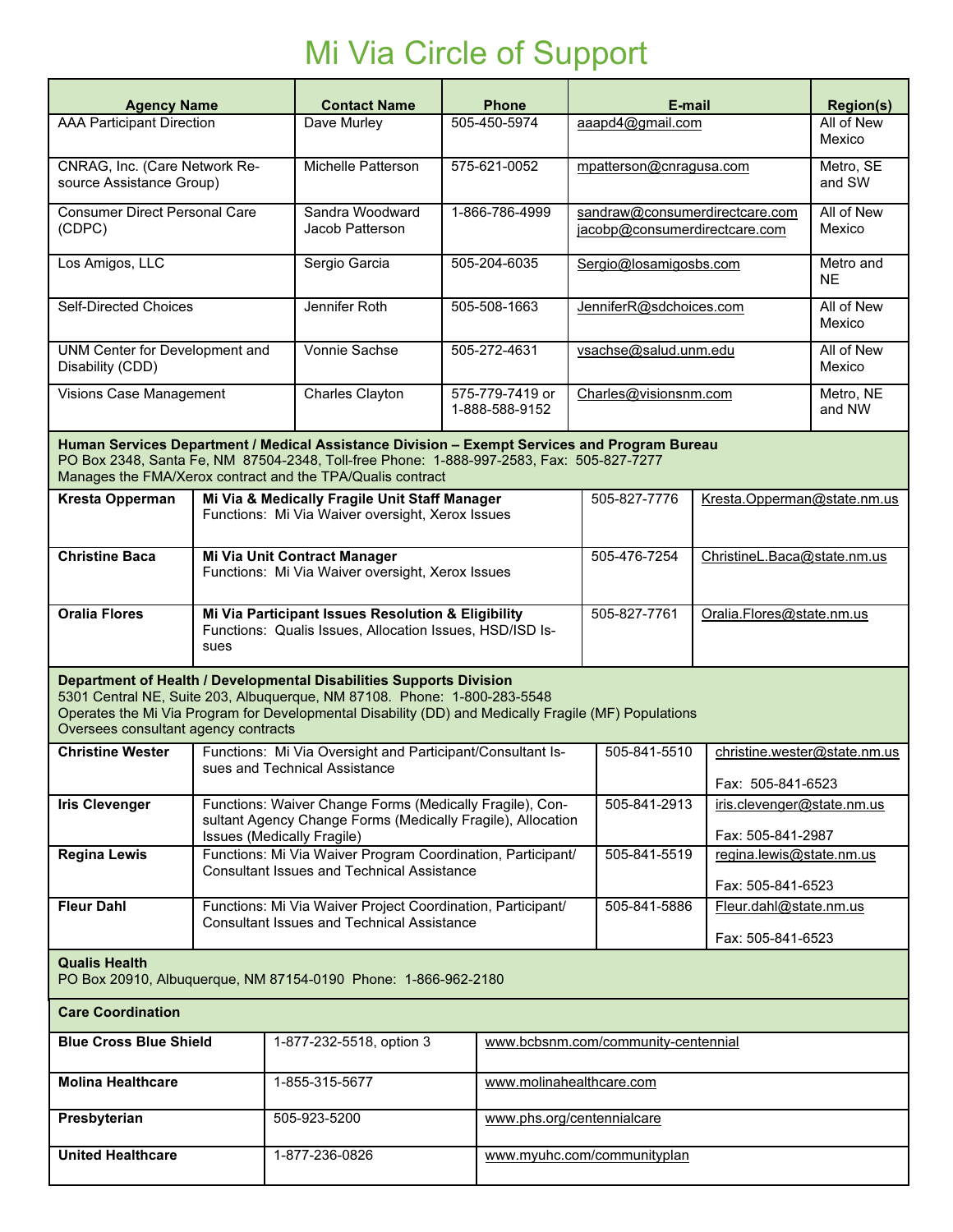# Mi Via Circle of Support

| Agency Name | Contact Name | Phone | E-mail | Region(s) |
|---|---|---|---|---|
| AAA Participant Direction | Dave Murley | 505-450-5974 | aaapd4@gmail.com | All of New Mexico |
| CNRAG, Inc. (Care Network Resource Assistance Group) | Michelle Patterson | 575-621-0052 | mpatterson@cnragusa.com | Metro, SE and SW |
| Consumer Direct Personal Care (CDPC) | Sandra Woodward<br>Jacob Patterson | 1-866-786-4999 | sandraw@consumerdirectcare.com<br>jacobp@consumerdirectcare.com | All of New Mexico |
| Los Amigos, LLC | Sergio Garcia | 505-204-6035 | Sergio@losamigosbs.com | Metro and NE |
| Self-Directed Choices | Jennifer Roth | 505-508-1663 | JenniferR@sdchoices.com | All of New Mexico |
| UNM Center for Development and Disability (CDD) | Vonnie Sachse | 505-272-4631 | vsachse@salud.unm.edu | All of New Mexico |
| Visions Case Management | Charles Clayton | 575-779-7419 or 1-888-588-9152 | Charles@visionsnm.com | Metro, NE and NW |

**Human Services Department / Medical Assistance Division – Exempt Services and Program Bureau**
PO Box 2348, Santa Fe, NM 87504-2348, Toll-free Phone: 1-888-997-2583, Fax: 505-827-7277
Manages the FMA/Xerox contract and the TPA/Qualis contract

| | | | |
|---|---|---|---|
| **Kresta Opperman** | **Mi Via & Medically Fragile Unit Staff Manager**<br>Functions: Mi Via Waiver oversight, Xerox Issues | 505-827-7776 | Kresta.Opperman@state.nm.us |
| **Christine Baca** | **Mi Via Unit Contract Manager**<br>Functions: Mi Via Waiver oversight, Xerox Issues | 505-476-7254 | ChristineL.Baca@state.nm.us |
| **Oralia Flores** | **Mi Via Participant Issues Resolution & Eligibility**<br>Functions: Qualis Issues, Allocation Issues, HSD/ISD Issues | 505-827-7761 | Oralia.Flores@state.nm.us |

**Department of Health / Developmental Disabilities Supports Division**
5301 Central NE, Suite 203, Albuquerque, NM 87108. Phone: 1-800-283-5548
Operates the Mi Via Program for Developmental Disability (DD) and Medically Fragile (MF) Populations
Oversees consultant agency contracts

| | | | |
|---|---|---|---|
| **Christine Wester** | Functions: Mi Via Oversight and Participant/Consultant Issues and Technical Assistance | 505-841-5510 | christine.wester@state.nm.us<br>Fax: 505-841-6523 |
| **Iris Clevenger** | Functions: Waiver Change Forms (Medically Fragile), Consultant Agency Change Forms (Medically Fragile), Allocation Issues (Medically Fragile) | 505-841-2913 | iris.clevenger@state.nm.us<br>Fax: 505-841-2987 |
| **Regina Lewis** | Functions: Mi Via Waiver Program Coordination, Participant/Consultant Issues and Technical Assistance | 505-841-5519 | regina.lewis@state.nm.us<br>Fax: 505-841-6523 |
| **Fleur Dahl** | Functions: Mi Via Waiver Project Coordination, Participant/Consultant Issues and Technical Assistance | 505-841-5886 | Fleur.dahl@state.nm.us<br>Fax: 505-841-6523 |

**Qualis Health**
PO Box 20910, Albuquerque, NM 87154-0190 Phone: 1-866-962-2180

**Care Coordination**

| | | |
|---|---|---|
| **Blue Cross Blue Shield** | 1-877-232-5518, option 3 | www.bcbsnm.com/community-centennial |
| **Molina Healthcare** | 1-855-315-5677 | www.molinahealthcare.com |
| **Presbyterian** | 505-923-5200 | www.phs.org/centennialcare |
| **United Healthcare** | 1-877-236-0826 | www.myuhc.com/communityplan |